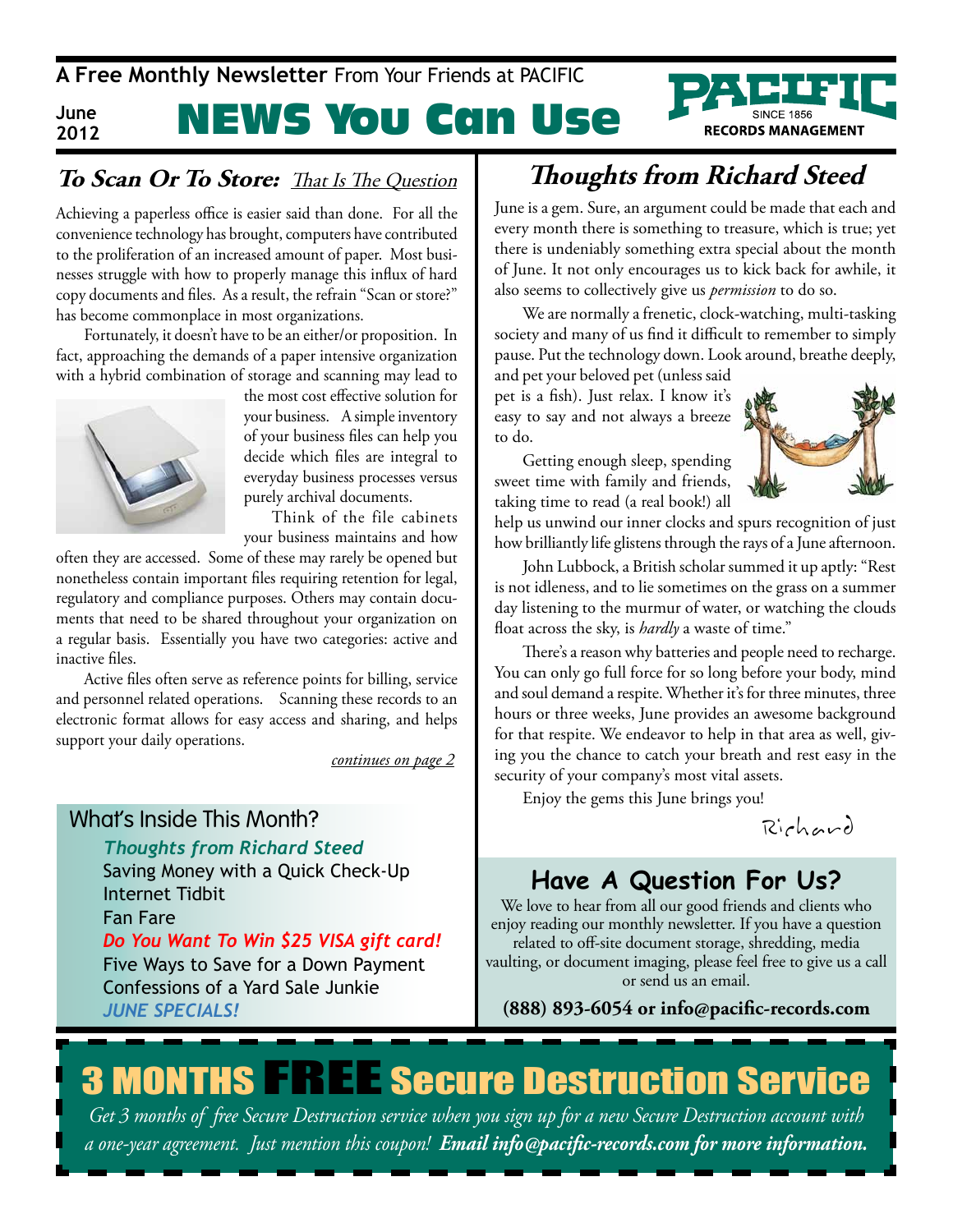A **Free Monthly Newsletter** From Your Friends at PACIFIC

**June 2012**

# NEWS You Can Use

PACIFIC SINCE 1856 RECORDS MANAGEMENT

## *To Scan Or To Store: That Is The Question*

Achieving a paperless office is easier said than done. For all the convenience technology has brought, computers have contributed to the proliferation of an increased amount of paper. Most businesses struggle with how to properly manage this influx of hard copy documents and files. As a result, the refrain "Scan or store?" has become commonplace in most organizations.

Fortunately, it doesn't have to be an either/or proposition. In fact, approaching the demands of a paper intensive organization with a hybrid combination of storage and scanning may lead to the most cost effective solution for your business. A simple inventory of your business files can help you decide which files are integral to everyday business processes versus purely archival documents.

Think of the file cabinets your business maintains and how often they are accessed. Some of these may rarely be opened but nonetheless contain important files requiring retention for legal, regulatory and compliance purposes. Others may contain documents that need to be shared throughout your organization on a regular basis. Essentially you have two categories: active and inactive files.

Active files often serve as reference points for billing, service and personnel related operations. Scanning these records to an electronic format allows for easy access and sharing, and helps support your daily operations.

*continues on page 2*

## What's Inside This Month?

- ***Thoughts from Richard Steed***
- Saving Money with a Quick Check-Up
- Internet Tidbit
- Fan Fare
- ***Do You Want To Win $25 VISA gift card!***
- Five Ways to Save for a Down Payment
- Confessions of a Yard Sale Junkie
- ***JUNE SPECIALS!***

## *Thoughts from Richard Steed*

June is a gem. Sure, an argument could be made that each and every month there is something to treasure, which is true; yet there is undeniably something extra special about the month of June. It not only encourages us to kick back for awhile, it also seems to collectively give us *permission* to do so.

We are normally a frenetic, clock-watching, multi-tasking society and many of us find it difficult to remember to simply pause. Put the technology down. Look around, breathe deeply, and pet your beloved pet (unless said pet is a fish). Just relax. I know it's easy to say and not always a breeze to do.

Getting enough sleep, spending sweet time with family and friends, taking time to read (a real book!) all help us unwind our inner clocks and spurs recognition of just how brilliantly life glistens through the rays of a June afternoon.

John Lubbock, a British scholar summed it up aptly: "Rest is not idleness, and to lie sometimes on the grass on a summer day listening to the murmur of water, or watching the clouds float across the sky, is *hardly* a waste of time."

There's a reason why batteries and people need to recharge. You can only go full force for so long before your body, mind and soul demand a respite. Whether it's for three minutes, three hours or three weeks, June provides an awesome background for that respite. We endeavor to help in that area as well, giving you the chance to catch your breath and rest easy in the security of your company's most vital assets.

Enjoy the gems this June brings you!

Richard

## Have A Question For Us?

We love to hear from all our good friends and clients who enjoy reading our monthly newsletter. If you have a question related to off-site document storage, shredding, media vaulting, or document imaging, please feel free to give us a call or send us an email.

**(888) 893-6054 or info@pacific-records.com**

## 3 MONTHS FREE Secure Destruction Service

*Get 3 months of free Secure Destruction service when you sign up for a new Secure Destruction account with a one-year agreement. Just mention this coupon!* ***Email info@pacific-records.com for more information.***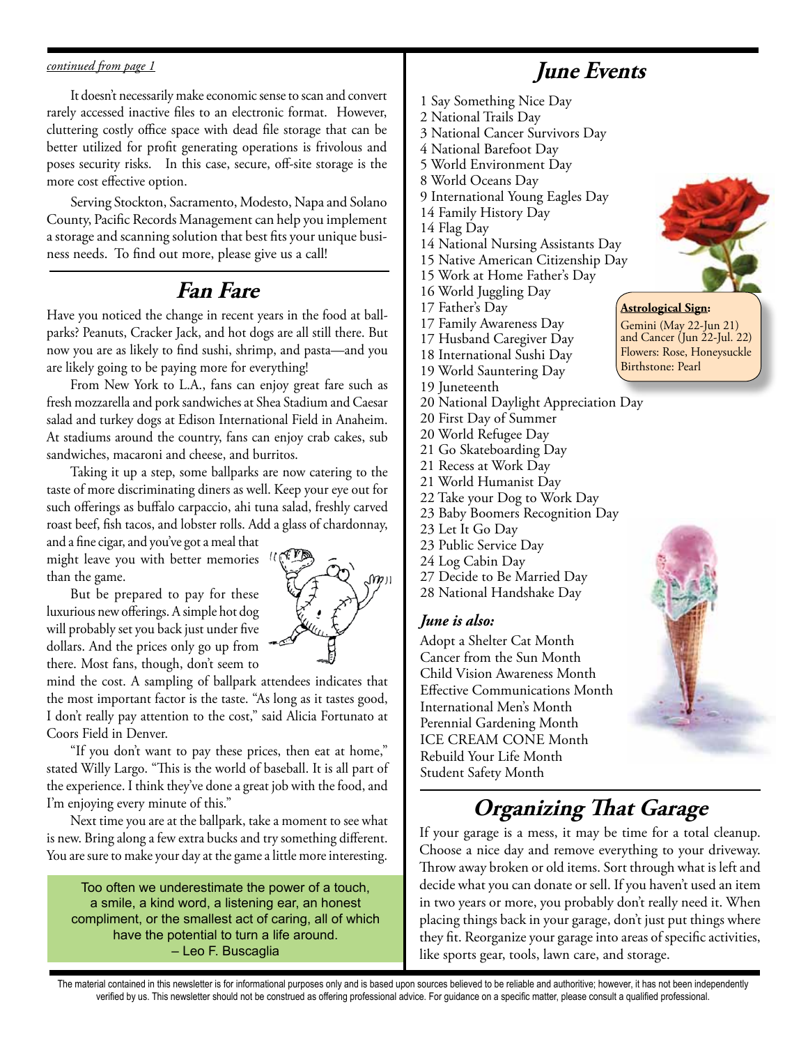*continued from page 1*

It doesn't necessarily make economic sense to scan and convert rarely accessed inactive files to an electronic format. However, cluttering costly office space with dead file storage that can be better utilized for profit generating operations is frivolous and poses security risks. In this case, secure, off-site storage is the more cost effective option.

Serving Stockton, Sacramento, Modesto, Napa and Solano County, Pacific Records Management can help you implement a storage and scanning solution that best fits your unique business needs. To find out more, please give us a call!

## Fan Fare

Have you noticed the change in recent years in the food at ballparks? Peanuts, Cracker Jack, and hot dogs are all still there. But now you are as likely to find sushi, shrimp, and pasta—and you are likely going to be paying more for everything!

From New York to L.A., fans can enjoy great fare such as fresh mozzarella and pork sandwiches at Shea Stadium and Caesar salad and turkey dogs at Edison International Field in Anaheim. At stadiums around the country, fans can enjoy crab cakes, sub sandwiches, macaroni and cheese, and burritos.

Taking it up a step, some ballparks are now catering to the taste of more discriminating diners as well. Keep your eye out for such offerings as buffalo carpaccio, ahi tuna salad, freshly carved roast beef, fish tacos, and lobster rolls. Add a glass of chardonnay, and a fine cigar, and you've got a meal that might leave you with better memories than the game.

But be prepared to pay for these luxurious new offerings. A simple hot dog will probably set you back just under five dollars. And the prices only go up from there. Most fans, though, don't seem to mind the cost. A sampling of ballpark attendees indicates that the most important factor is the taste. "As long as it tastes good, I don't really pay attention to the cost," said Alicia Fortunato at Coors Field in Denver.

"If you don't want to pay these prices, then eat at home," stated Willy Largo. "This is the world of baseball. It is all part of the experience. I think they've done a great job with the food, and I'm enjoying every minute of this."

Next time you are at the ballpark, take a moment to see what is new. Bring along a few extra bucks and try something different. You are sure to make your day at the game a little more interesting.

> Too often we underestimate the power of a touch, a smile, a kind word, a listening ear, an honest compliment, or the smallest act of caring, all of which have the potential to turn a life around.
> – Leo F. Buscaglia

## June Events

1 Say Something Nice Day
2 National Trails Day
3 National Cancer Survivors Day
4 National Barefoot Day
5 World Environment Day
8 World Oceans Day
9 International Young Eagles Day
14 Family History Day
14 Flag Day
14 National Nursing Assistants Day
15 Native American Citizenship Day
15 Work at Home Father's Day
16 World Juggling Day
17 Father's Day
17 Family Awareness Day
17 Husband Caregiver Day
18 International Sushi Day
19 World Sauntering Day
19 Juneteenth
20 National Daylight Appreciation Day
20 First Day of Summer
20 World Refugee Day
21 Go Skateboarding Day
21 Recess at Work Day
21 World Humanist Day
22 Take your Dog to Work Day
23 Baby Boomers Recognition Day
23 Let It Go Day
23 Public Service Day
24 Log Cabin Day
27 Decide to Be Married Day
28 National Handshake Day

**Astrological Sign:**
Gemini (May 22-Jun 21) and Cancer (Jun 22-Jul. 22)
Flowers: Rose, Honeysuckle
Birthstone: Pearl

### June is also:

Adopt a Shelter Cat Month
Cancer from the Sun Month
Child Vision Awareness Month
Effective Communications Month
International Men's Month
Perennial Gardening Month
ICE CREAM CONE Month
Rebuild Your Life Month
Student Safety Month

## Organizing That Garage

If your garage is a mess, it may be time for a total cleanup. Choose a nice day and remove everything to your driveway. Throw away broken or old items. Sort through what is left and decide what you can donate or sell. If you haven't used an item in two years or more, you probably don't really need it. When placing things back in your garage, don't just put things where they fit. Reorganize your garage into areas of specific activities, like sports gear, tools, lawn care, and storage.

The material contained in this newsletter is for informational purposes only and is based upon sources believed to be reliable and authoritive; however, it has not been independently verified by us. This newsletter should not be construed as offering professional advice. For guidance on a specific matter, please consult a qualified professional.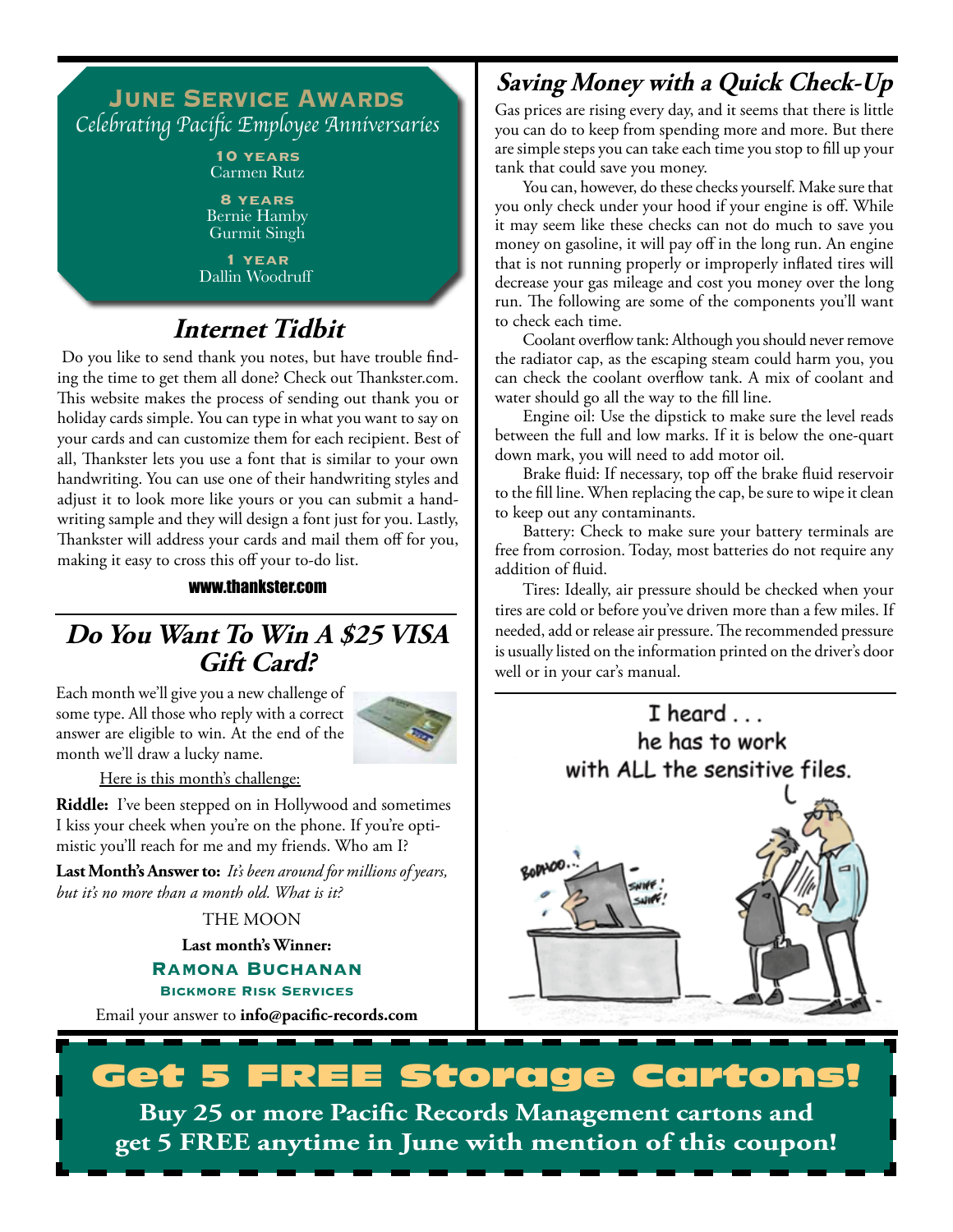## June Service Awards

*Celebrating Pacific Employee Anniversaries*

**10 years**
Carmen Rutz

**8 years**
Bernie Hamby
Gurmit Singh

**1 year**
Dallin Woodruff

## *Internet Tidbit*

Do you like to send thank you notes, but have trouble finding the time to get them all done? Check out Thankster.com. This website makes the process of sending out thank you or holiday cards simple. You can type in what you want to say on your cards and can customize them for each recipient. Best of all, Thankster lets you use a font that is similar to your own handwriting. You can use one of their handwriting styles and adjust it to look more like yours or you can submit a handwriting sample and they will design a font just for you. Lastly, Thankster will address your cards and mail them off for you, making it easy to cross this off your to-do list.

**www.thankster.com**

## *Do You Want To Win A $25 VISA Gift Card?*

Each month we'll give you a new challenge of some type. All those who reply with a correct answer are eligible to win. At the end of the month we'll draw a lucky name.

Here is this month's challenge:

**Riddle:** I've been stepped on in Hollywood and sometimes I kiss your cheek when you're on the phone. If you're optimistic you'll reach for me and my friends. Who am I?

**Last Month's Answer to:** *It's been around for millions of years, but it's no more than a month old. What is it?*

THE MOON

**Last month's Winner:**

**Ramona Buchanan**
**Bickmore Risk Services**

Email your answer to **info@pacific-records.com**

## *Saving Money with a Quick Check-Up*

Gas prices are rising every day, and it seems that there is little you can do to keep from spending more and more. But there are simple steps you can take each time you stop to fill up your tank that could save you money.

You can, however, do these checks yourself. Make sure that you only check under your hood if your engine is off. While it may seem like these checks can not do much to save you money on gasoline, it will pay off in the long run. An engine that is not running properly or improperly inflated tires will decrease your gas mileage and cost you money over the long run. The following are some of the components you'll want to check each time.

Coolant overflow tank: Although you should never remove the radiator cap, as the escaping steam could harm you, you can check the coolant overflow tank. A mix of coolant and water should go all the way to the fill line.

Engine oil: Use the dipstick to make sure the level reads between the full and low marks. If it is below the one-quart down mark, you will need to add motor oil.

Brake fluid: If necessary, top off the brake fluid reservoir to the fill line. When replacing the cap, be sure to wipe it clean to keep out any contaminants.

Battery: Check to make sure your battery terminals are free from corrosion. Today, most batteries do not require any addition of fluid.

Tires: Ideally, air pressure should be checked when your tires are cold or before you've driven more than a few miles. If needed, add or release air pressure. The recommended pressure is usually listed on the information printed on the driver's door well or in your car's manual.

I heard . . . he has to work with ALL the sensitive files.

# Get 5 FREE Storage Cartons!

**Buy 25 or more Pacific Records Management cartons and get 5 FREE anytime in June with mention of this coupon!**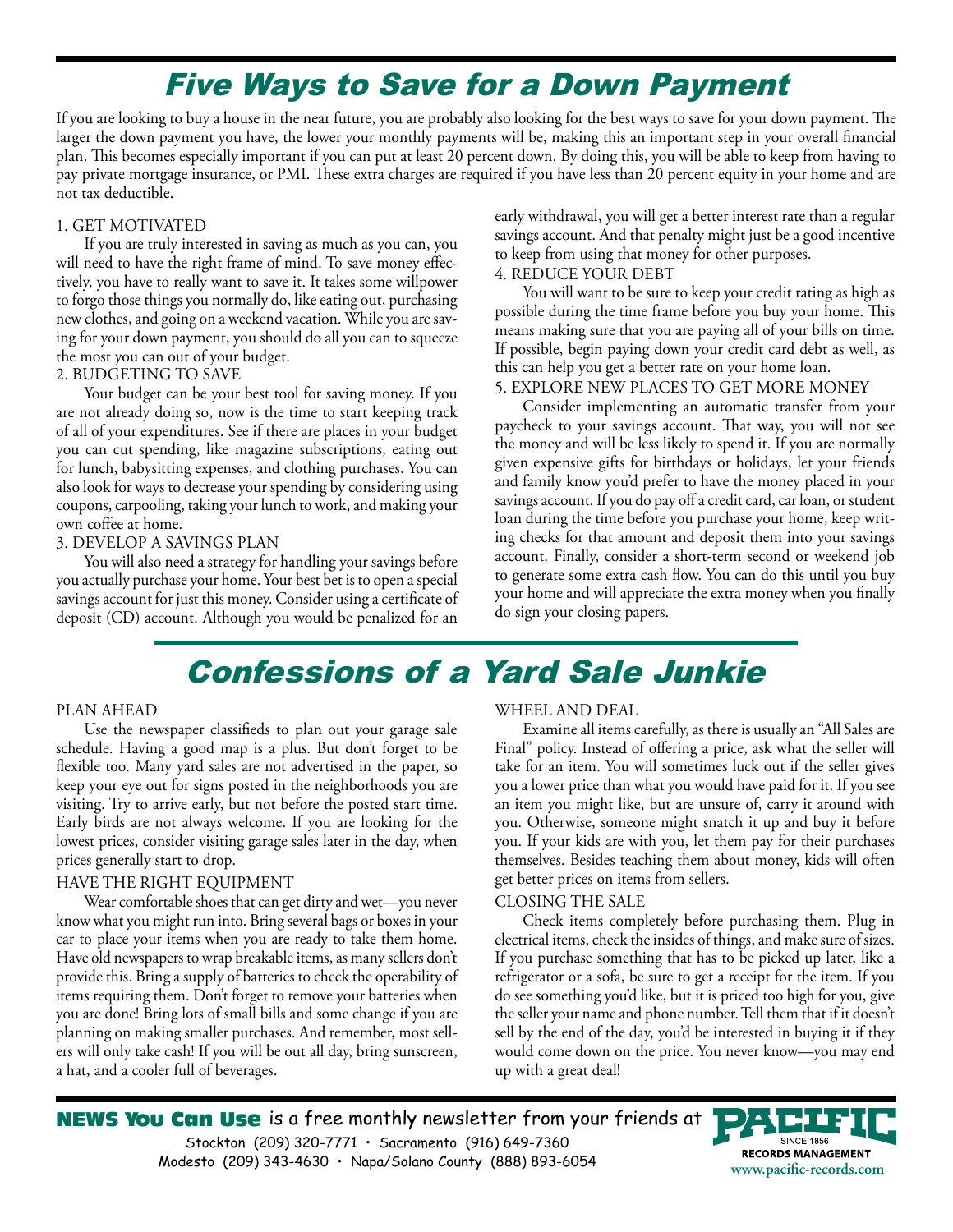# Five Ways to Save for a Down Payment

If you are looking to buy a house in the near future, you are probably also looking for the best ways to save for your down payment. The larger the down payment you have, the lower your monthly payments will be, making this an important step in your overall financial plan. This becomes especially important if you can put at least 20 percent down. By doing this, you will be able to keep from having to pay private mortgage insurance, or PMI. These extra charges are required if you have less than 20 percent equity in your home and are not tax deductible.

### 1. GET MOTIVATED

If you are truly interested in saving as much as you can, you will need to have the right frame of mind. To save money effectively, you have to really want to save it. It takes some willpower to forgo those things you normally do, like eating out, purchasing new clothes, and going on a weekend vacation. While you are saving for your down payment, you should do all you can to squeeze the most you can out of your budget.

### 2. BUDGETING TO SAVE

Your budget can be your best tool for saving money. If you are not already doing so, now is the time to start keeping track of all of your expenditures. See if there are places in your budget you can cut spending, like magazine subscriptions, eating out for lunch, babysitting expenses, and clothing purchases. You can also look for ways to decrease your spending by considering using coupons, carpooling, taking your lunch to work, and making your own coffee at home.

### 3. DEVELOP A SAVINGS PLAN

You will also need a strategy for handling your savings before you actually purchase your home. Your best bet is to open a special savings account for just this money. Consider using a certificate of deposit (CD) account. Although you would be penalized for an early withdrawal, you will get a better interest rate than a regular savings account. And that penalty might just be a good incentive to keep from using that money for other purposes.

### 4. REDUCE YOUR DEBT

You will want to be sure to keep your credit rating as high as possible during the time frame before you buy your home. This means making sure that you are paying all of your bills on time. If possible, begin paying down your credit card debt as well, as this can help you get a better rate on your home loan.

### 5. EXPLORE NEW PLACES TO GET MORE MONEY

Consider implementing an automatic transfer from your paycheck to your savings account. That way, you will not see the money and will be less likely to spend it. If you are normally given expensive gifts for birthdays or holidays, let your friends and family know you'd prefer to have the money placed in your savings account. If you do pay off a credit card, car loan, or student loan during the time before you purchase your home, keep writing checks for that amount and deposit them into your savings account. Finally, consider a short-term second or weekend job to generate some extra cash flow. You can do this until you buy your home and will appreciate the extra money when you finally do sign your closing papers.

# Confessions of a Yard Sale Junkie

### PLAN AHEAD

Use the newspaper classifieds to plan out your garage sale schedule. Having a good map is a plus. But don't forget to be flexible too. Many yard sales are not advertised in the paper, so keep your eye out for signs posted in the neighborhoods you are visiting. Try to arrive early, but not before the posted start time. Early birds are not always welcome. If you are looking for the lowest prices, consider visiting garage sales later in the day, when prices generally start to drop.

### HAVE THE RIGHT EQUIPMENT

Wear comfortable shoes that can get dirty and wet—you never know what you might run into. Bring several bags or boxes in your car to place your items when you are ready to take them home. Have old newspapers to wrap breakable items, as many sellers don't provide this. Bring a supply of batteries to check the operability of items requiring them. Don't forget to remove your batteries when you are done! Bring lots of small bills and some change if you are planning on making smaller purchases. And remember, most sellers will only take cash! If you will be out all day, bring sunscreen, a hat, and a cooler full of beverages.

### WHEEL AND DEAL

Examine all items carefully, as there is usually an "All Sales are Final" policy. Instead of offering a price, ask what the seller will take for an item. You will sometimes luck out if the seller gives you a lower price than what you would have paid for it. If you see an item you might like, but are unsure of, carry it around with you. Otherwise, someone might snatch it up and buy it before you. If your kids are with you, let them pay for their purchases themselves. Besides teaching them about money, kids will often get better prices on items from sellers.

### CLOSING THE SALE

Check items completely before purchasing them. Plug in electrical items, check the insides of things, and make sure of sizes. If you purchase something that has to be picked up later, like a refrigerator or a sofa, be sure to get a receipt for the item. If you do see something you'd like, but it is priced too high for you, give the seller your name and phone number. Tell them that if it doesn't sell by the end of the day, you'd be interested in buying it if they would come down on the price. You never know—you may end up with a great deal!

---

**NEWS You Can Use** is a free monthly newsletter from your friends at

Stockton (209) 320-7771 • Sacramento (916) 649-7360
Modesto (209) 343-4630 • Napa/Solano County (888) 893-6054

PACIFIC RECORDS MANAGEMENT
SINCE 1856
www.pacific-records.com